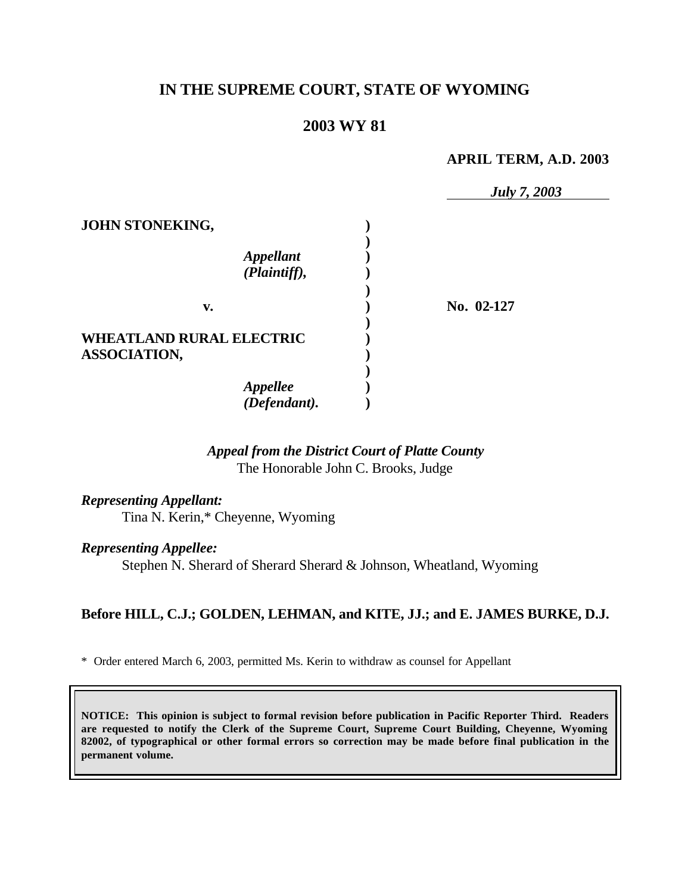# IN THE SUPREME COURT, STATE OF WYOMING

## 2003 WY 81

**APRIL TERM, A.D. 2003**

*July 7, 2003*

**JOHN STONEKING,**

*Appellant (Plaintiff),*

**v.**

**WHEATLAND RURAL ELECTRIC ASSOCIATION,**

*Appellee (Defendant).*

**No. 02-127**

*Appeal from the District Court of Platte County*
The Honorable John C. Brooks, Judge

*Representing Appellant:*
Tina N. Kerin,* Cheyenne, Wyoming

*Representing Appellee:*
Stephen N. Sherard of Sherard Sherard & Johnson, Wheatland, Wyoming

**Before HILL, C.J.; GOLDEN, LEHMAN, and KITE, JJ.; and E. JAMES BURKE, D.J.**

\* Order entered March 6, 2003, permitted Ms. Kerin to withdraw as counsel for Appellant

**NOTICE: This opinion is subject to formal revision before publication in Pacific Reporter Third. Readers are requested to notify the Clerk of the Supreme Court, Supreme Court Building, Cheyenne, Wyoming 82002, of typographical or other formal errors so correction may be made before final publication in the permanent volume.**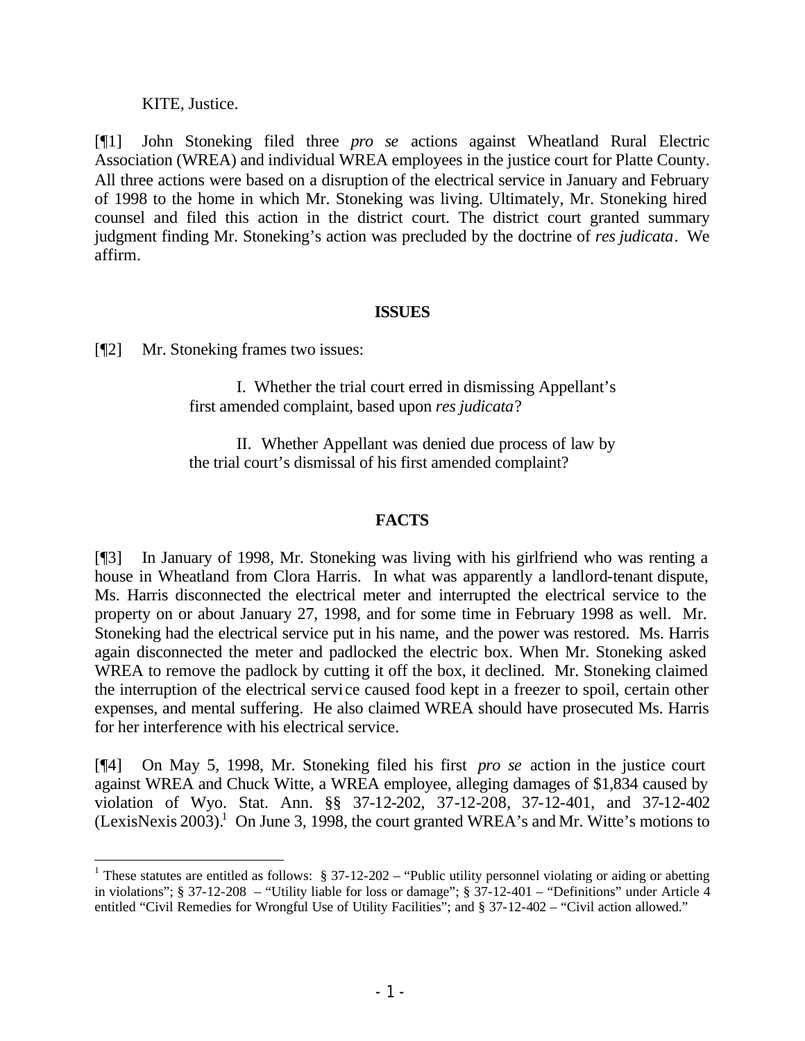KITE, Justice.

[¶1] John Stoneking filed three *pro se* actions against Wheatland Rural Electric Association (WREA) and individual WREA employees in the justice court for Platte County. All three actions were based on a disruption of the electrical service in January and February of 1998 to the home in which Mr. Stoneking was living. Ultimately, Mr. Stoneking hired counsel and filed this action in the district court. The district court granted summary judgment finding Mr. Stoneking's action was precluded by the doctrine of *res judicata*. We affirm.

## ISSUES

[¶2] Mr. Stoneking frames two issues:

> I. Whether the trial court erred in dismissing Appellant's first amended complaint, based upon *res judicata*?
>
> II. Whether Appellant was denied due process of law by the trial court's dismissal of his first amended complaint?

## FACTS

[¶3] In January of 1998, Mr. Stoneking was living with his girlfriend who was renting a house in Wheatland from Clora Harris. In what was apparently a landlord-tenant dispute, Ms. Harris disconnected the electrical meter and interrupted the electrical service to the property on or about January 27, 1998, and for some time in February 1998 as well. Mr. Stoneking had the electrical service put in his name, and the power was restored. Ms. Harris again disconnected the meter and padlocked the electric box. When Mr. Stoneking asked WREA to remove the padlock by cutting it off the box, it declined. Mr. Stoneking claimed the interruption of the electrical service caused food kept in a freezer to spoil, certain other expenses, and mental suffering. He also claimed WREA should have prosecuted Ms. Harris for her interference with his electrical service.

[¶4] On May 5, 1998, Mr. Stoneking filed his first *pro se* action in the justice court against WREA and Chuck Witte, a WREA employee, alleging damages of $1,834 caused by violation of Wyo. Stat. Ann. §§ 37-12-202, 37-12-208, 37-12-401, and 37-12-402 (LexisNexis 2003).[1] On June 3, 1998, the court granted WREA's and Mr. Witte's motions to

[1] These statutes are entitled as follows: § 37-12-202 – "Public utility personnel violating or aiding or abetting in violations"; § 37-12-208 – "Utility liable for loss or damage"; § 37-12-401 – "Definitions" under Article 4 entitled "Civil Remedies for Wrongful Use of Utility Facilities"; and § 37-12-402 – "Civil action allowed."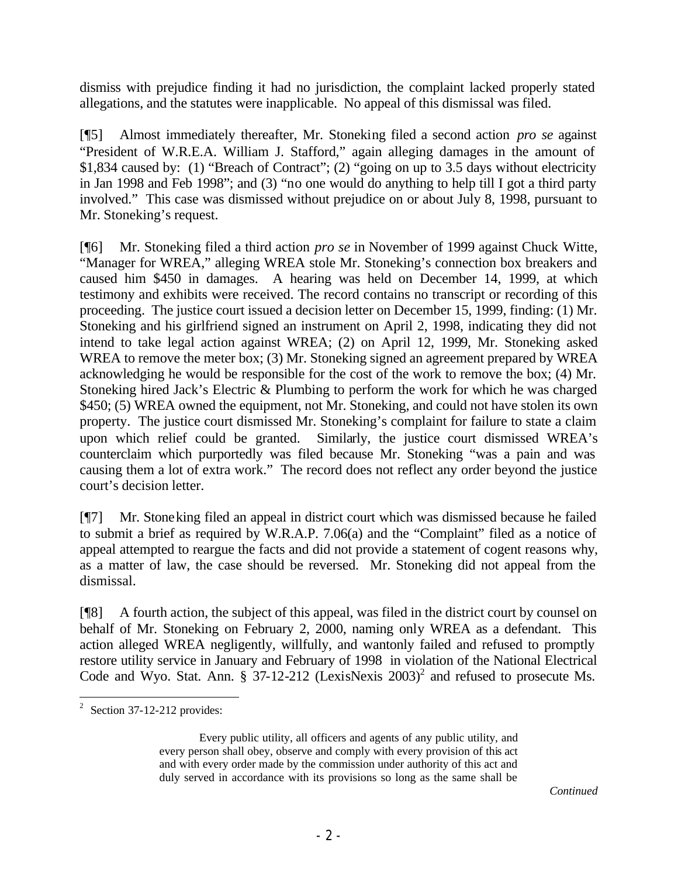dismiss with prejudice finding it had no jurisdiction, the complaint lacked properly stated allegations, and the statutes were inapplicable. No appeal of this dismissal was filed.

[¶5] Almost immediately thereafter, Mr. Stoneking filed a second action *pro se* against "President of W.R.E.A. William J. Stafford," again alleging damages in the amount of $1,834 caused by: (1) "Breach of Contract"; (2) "going on up to 3.5 days without electricity in Jan 1998 and Feb 1998"; and (3) "no one would do anything to help till I got a third party involved." This case was dismissed without prejudice on or about July 8, 1998, pursuant to Mr. Stoneking's request.

[¶6] Mr. Stoneking filed a third action *pro se* in November of 1999 against Chuck Witte, "Manager for WREA," alleging WREA stole Mr. Stoneking's connection box breakers and caused him $450 in damages. A hearing was held on December 14, 1999, at which testimony and exhibits were received. The record contains no transcript or recording of this proceeding. The justice court issued a decision letter on December 15, 1999, finding: (1) Mr. Stoneking and his girlfriend signed an instrument on April 2, 1998, indicating they did not intend to take legal action against WREA; (2) on April 12, 1999, Mr. Stoneking asked WREA to remove the meter box; (3) Mr. Stoneking signed an agreement prepared by WREA acknowledging he would be responsible for the cost of the work to remove the box; (4) Mr. Stoneking hired Jack's Electric & Plumbing to perform the work for which he was charged $450; (5) WREA owned the equipment, not Mr. Stoneking, and could not have stolen its own property. The justice court dismissed Mr. Stoneking's complaint for failure to state a claim upon which relief could be granted. Similarly, the justice court dismissed WREA's counterclaim which purportedly was filed because Mr. Stoneking "was a pain and was causing them a lot of extra work." The record does not reflect any order beyond the justice court's decision letter.

[¶7] Mr. Stoneking filed an appeal in district court which was dismissed because he failed to submit a brief as required by W.R.A.P. 7.06(a) and the "Complaint" filed as a notice of appeal attempted to reargue the facts and did not provide a statement of cogent reasons why, as a matter of law, the case should be reversed. Mr. Stoneking did not appeal from the dismissal.

[¶8] A fourth action, the subject of this appeal, was filed in the district court by counsel on behalf of Mr. Stoneking on February 2, 2000, naming only WREA as a defendant. This action alleged WREA negligently, willfully, and wantonly failed and refused to promptly restore utility service in January and February of 1998 in violation of the National Electrical Code and Wyo. Stat. Ann. § 37-12-212 (LexisNexis 2003)[2] and refused to prosecute Ms.

---

[2] Section 37-12-212 provides:

> Every public utility, all officers and agents of any public utility, and every person shall obey, observe and comply with every provision of this act and with every order made by the commission under authority of this act and duly served in accordance with its provisions so long as the same shall be

*Continued*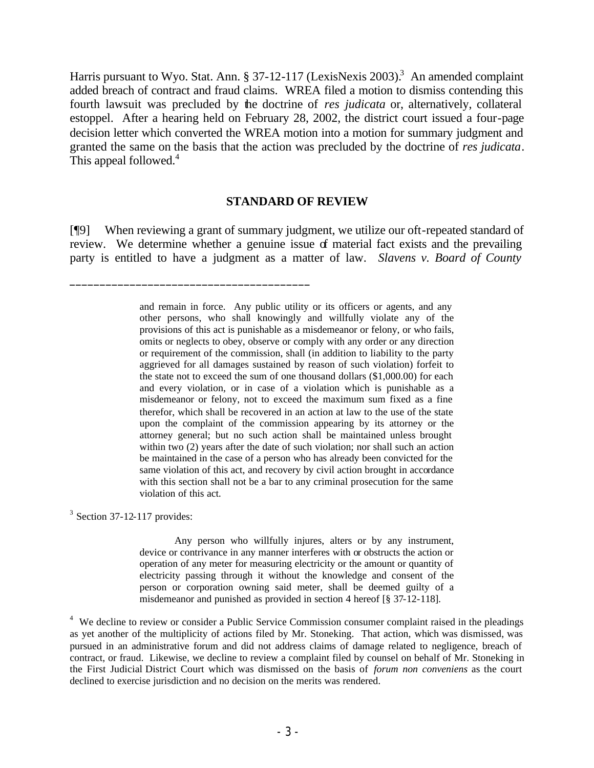Harris pursuant to Wyo. Stat. Ann. § 37-12-117 (LexisNexis 2003).[3] An amended complaint added breach of contract and fraud claims. WREA filed a motion to dismiss contending this fourth lawsuit was precluded by the doctrine of *res judicata* or, alternatively, collateral estoppel. After a hearing held on February 28, 2002, the district court issued a four-page decision letter which converted the WREA motion into a motion for summary judgment and granted the same on the basis that the action was precluded by the doctrine of *res judicata*. This appeal followed.[4]

## STANDARD OF REVIEW

[¶9] When reviewing a grant of summary judgment, we utilize our oft-repeated standard of review. We determine whether a genuine issue of material fact exists and the prevailing party is entitled to have a judgment as a matter of law. *Slavens v. Board of County*

---

> and remain in force. Any public utility or its officers or agents, and any other persons, who shall knowingly and willfully violate any of the provisions of this act is punishable as a misdemeanor or felony, or who fails, omits or neglects to obey, observe or comply with any order or any direction or requirement of the commission, shall (in addition to liability to the party aggrieved for all damages sustained by reason of such violation) forfeit to the state not to exceed the sum of one thousand dollars ($1,000.00) for each and every violation, or in case of a violation which is punishable as a misdemeanor or felony, not to exceed the maximum sum fixed as a fine therefor, which shall be recovered in an action at law to the use of the state upon the complaint of the commission appearing by its attorney or the attorney general; but no such action shall be maintained unless brought within two (2) years after the date of such violation; nor shall such an action be maintained in the case of a person who has already been convicted for the same violation of this act, and recovery by civil action brought in accordance with this section shall not be a bar to any criminal prosecution for the same violation of this act.

[3] Section 37-12-117 provides:

> Any person who willfully injures, alters or by any instrument, device or contrivance in any manner interferes with or obstructs the action or operation of any meter for measuring electricity or the amount or quantity of electricity passing through it without the knowledge and consent of the person or corporation owning said meter, shall be deemed guilty of a misdemeanor and punished as provided in section 4 hereof [§ 37-12-118].

[4] We decline to review or consider a Public Service Commission consumer complaint raised in the pleadings as yet another of the multiplicity of actions filed by Mr. Stoneking. That action, which was dismissed, was pursued in an administrative forum and did not address claims of damage related to negligence, breach of contract, or fraud. Likewise, we decline to review a complaint filed by counsel on behalf of Mr. Stoneking in the First Judicial District Court which was dismissed on the basis of *forum non conveniens* as the court declined to exercise jurisdiction and no decision on the merits was rendered.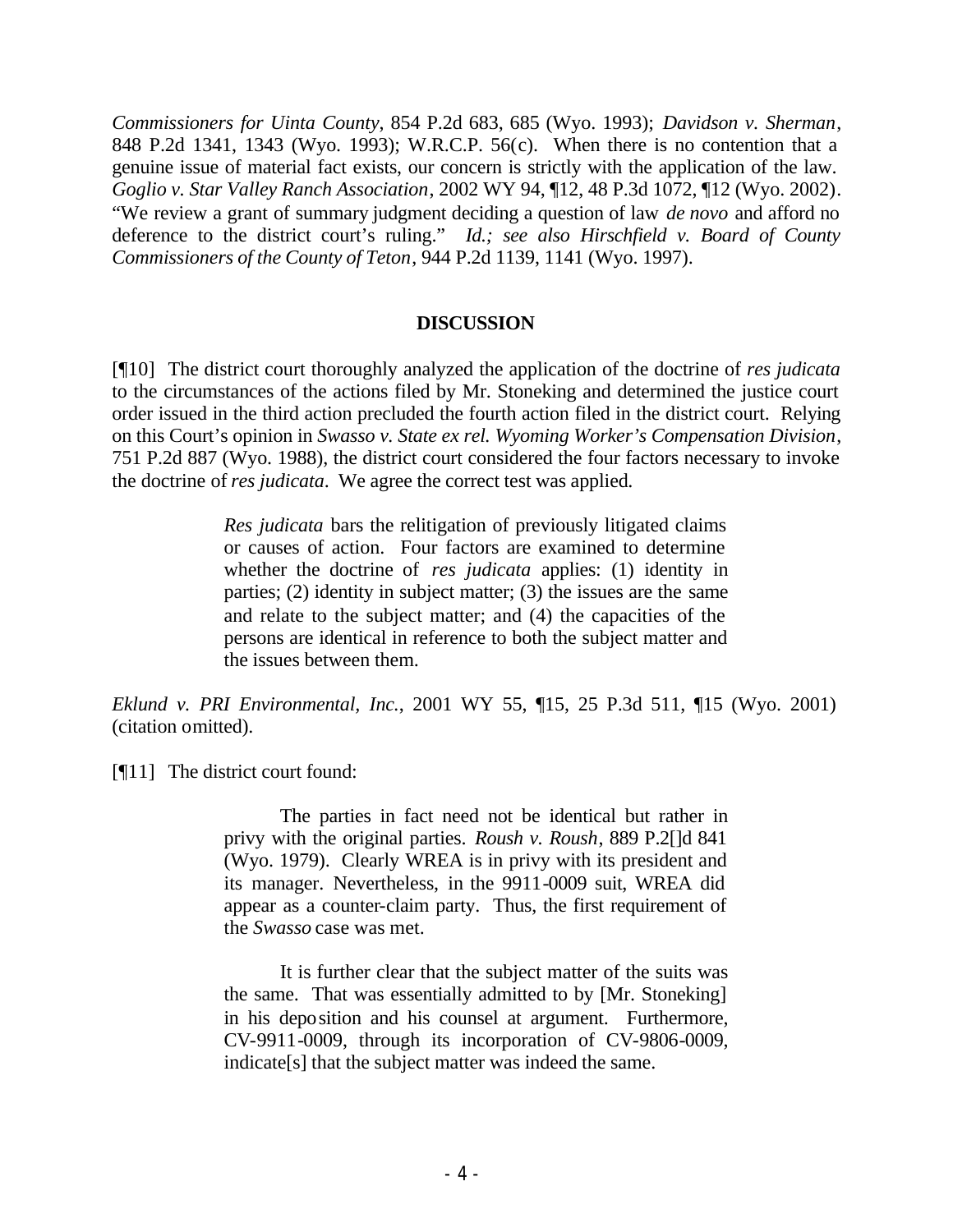*Commissioners for Uinta County*, 854 P.2d 683, 685 (Wyo. 1993); *Davidson v. Sherman*, 848 P.2d 1341, 1343 (Wyo. 1993); W.R.C.P. 56(c). When there is no contention that a genuine issue of material fact exists, our concern is strictly with the application of the law. *Goglio v. Star Valley Ranch Association*, 2002 WY 94, ¶12, 48 P.3d 1072, ¶12 (Wyo. 2002). "We review a grant of summary judgment deciding a question of law *de novo* and afford no deference to the district court's ruling." *Id.; see also Hirschfield v. Board of County Commissioners of the County of Teton*, 944 P.2d 1139, 1141 (Wyo. 1997).

## DISCUSSION

[¶10] The district court thoroughly analyzed the application of the doctrine of *res judicata* to the circumstances of the actions filed by Mr. Stoneking and determined the justice court order issued in the third action precluded the fourth action filed in the district court. Relying on this Court's opinion in *Swasso v. State ex rel. Wyoming Worker's Compensation Division*, 751 P.2d 887 (Wyo. 1988), the district court considered the four factors necessary to invoke the doctrine of *res judicata*. We agree the correct test was applied.

> *Res judicata* bars the relitigation of previously litigated claims or causes of action. Four factors are examined to determine whether the doctrine of *res judicata* applies: (1) identity in parties; (2) identity in subject matter; (3) the issues are the same and relate to the subject matter; and (4) the capacities of the persons are identical in reference to both the subject matter and the issues between them.

*Eklund v. PRI Environmental, Inc.*, 2001 WY 55, ¶15, 25 P.3d 511, ¶15 (Wyo. 2001) (citation omitted).

[¶11] The district court found:

> The parties in fact need not be identical but rather in privy with the original parties. *Roush v. Roush*, 889 P.2[]d 841 (Wyo. 1979). Clearly WREA is in privy with its president and its manager. Nevertheless, in the 9911-0009 suit, WREA did appear as a counter-claim party. Thus, the first requirement of the *Swasso* case was met.
>
> It is further clear that the subject matter of the suits was the same. That was essentially admitted to by [Mr. Stoneking] in his deposition and his counsel at argument. Furthermore, CV-9911-0009, through its incorporation of CV-9806-0009, indicate[s] that the subject matter was indeed the same.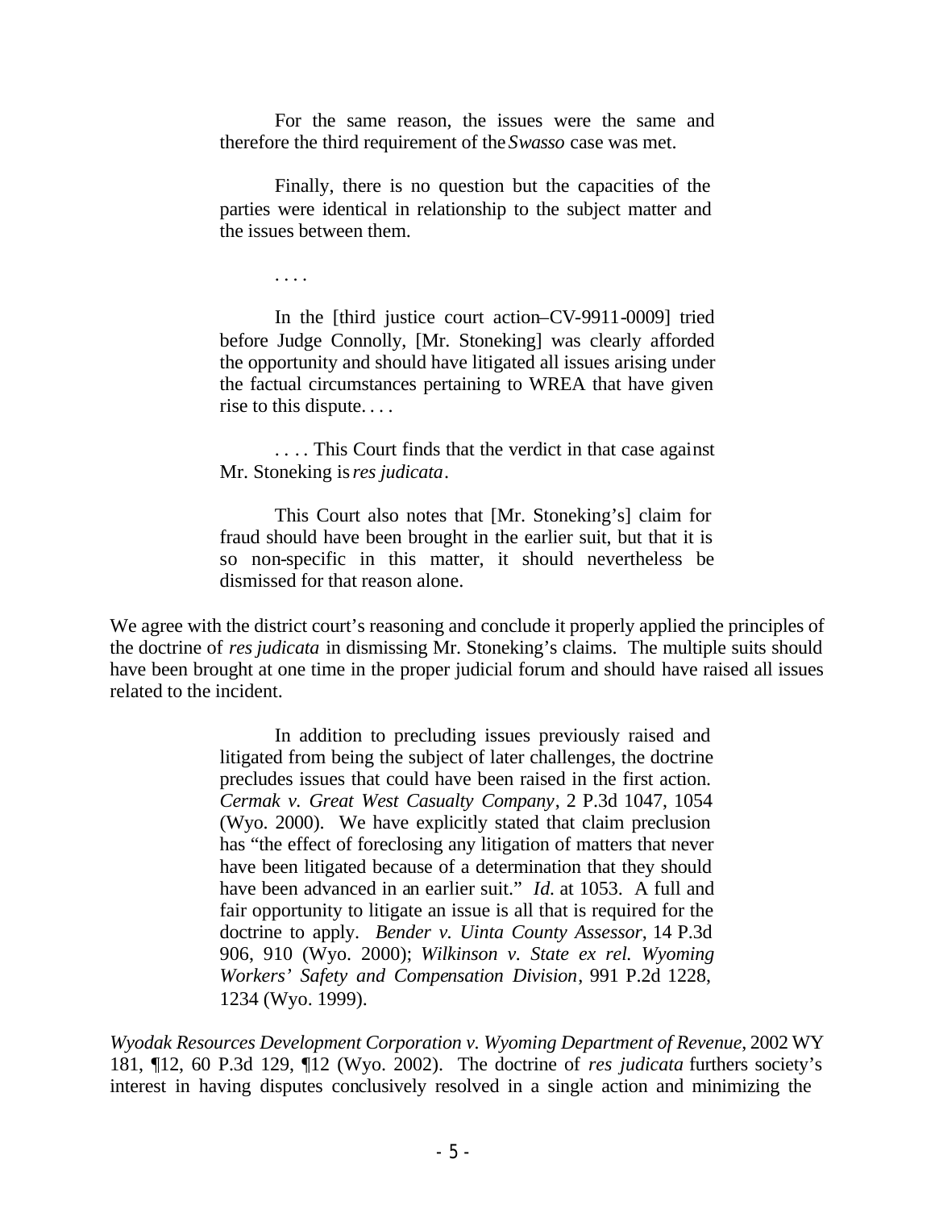> For the same reason, the issues were the same and therefore the third requirement of the *Swasso* case was met.
>
> Finally, there is no question but the capacities of the parties were identical in relationship to the subject matter and the issues between them.
>
> . . . .
>
> In the [third justice court action–CV-9911-0009] tried before Judge Connolly, [Mr. Stoneking] was clearly afforded the opportunity and should have litigated all issues arising under the factual circumstances pertaining to WREA that have given rise to this dispute. . . .
>
> . . . . This Court finds that the verdict in that case against Mr. Stoneking is *res judicata*.
>
> This Court also notes that [Mr. Stoneking's] claim for fraud should have been brought in the earlier suit, but that it is so non-specific in this matter, it should nevertheless be dismissed for that reason alone.

We agree with the district court's reasoning and conclude it properly applied the principles of the doctrine of *res judicata* in dismissing Mr. Stoneking's claims. The multiple suits should have been brought at one time in the proper judicial forum and should have raised all issues related to the incident.

> In addition to precluding issues previously raised and litigated from being the subject of later challenges, the doctrine precludes issues that could have been raised in the first action. *Cermak v. Great West Casualty Company*, 2 P.3d 1047, 1054 (Wyo. 2000). We have explicitly stated that claim preclusion has "the effect of foreclosing any litigation of matters that never have been litigated because of a determination that they should have been advanced in an earlier suit." *Id.* at 1053. A full and fair opportunity to litigate an issue is all that is required for the doctrine to apply. *Bender v. Uinta County Assessor*, 14 P.3d 906, 910 (Wyo. 2000); *Wilkinson v. State ex rel. Wyoming Workers' Safety and Compensation Division*, 991 P.2d 1228, 1234 (Wyo. 1999).

*Wyodak Resources Development Corporation v. Wyoming Department of Revenue*, 2002 WY 181, ¶12, 60 P.3d 129, ¶12 (Wyo. 2002). The doctrine of *res judicata* furthers society's interest in having disputes conclusively resolved in a single action and minimizing the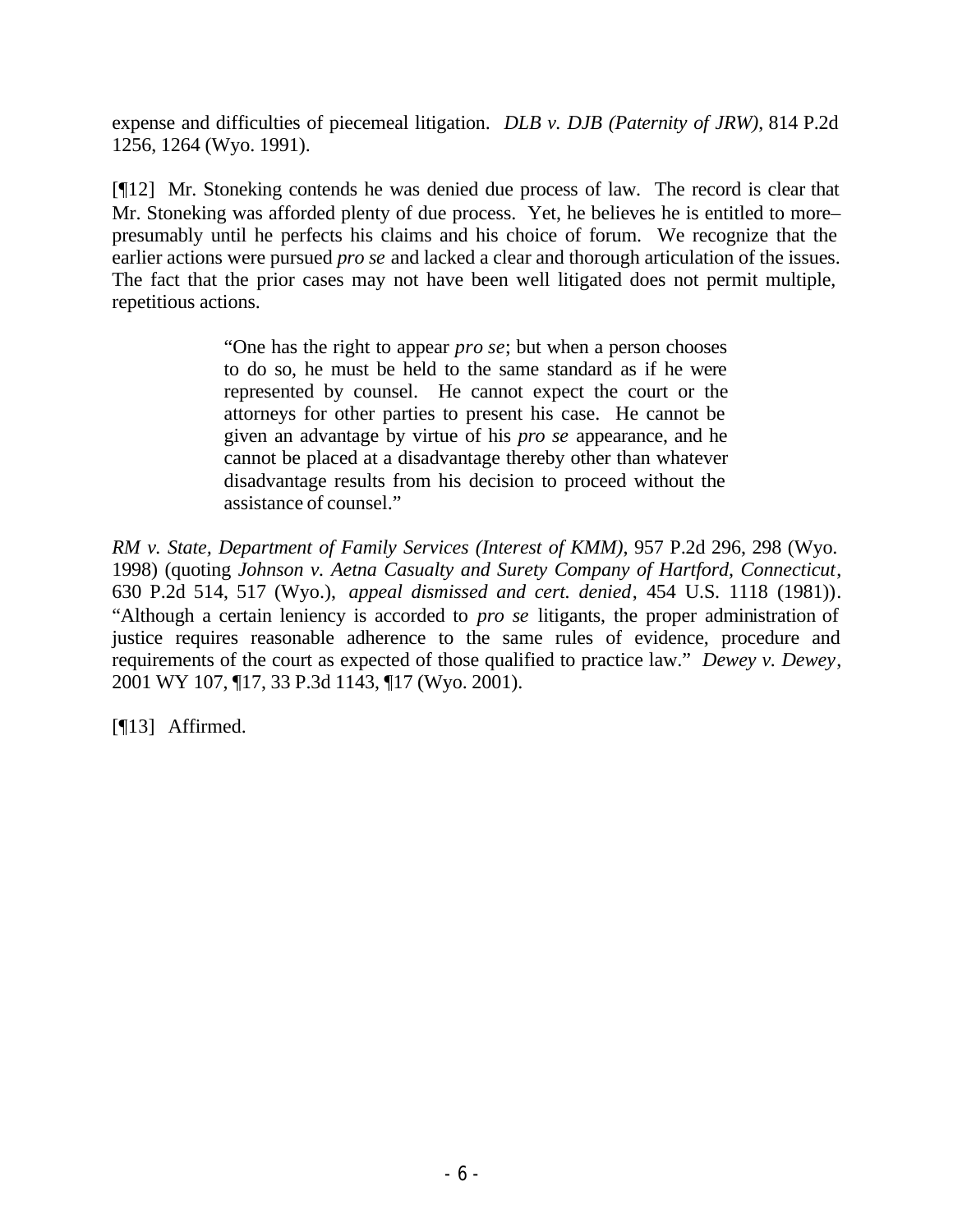expense and difficulties of piecemeal litigation. *DLB v. DJB (Paternity of JRW)*, 814 P.2d 1256, 1264 (Wyo. 1991).

[¶12] Mr. Stoneking contends he was denied due process of law. The record is clear that Mr. Stoneking was afforded plenty of due process. Yet, he believes he is entitled to more– presumably until he perfects his claims and his choice of forum. We recognize that the earlier actions were pursued *pro se* and lacked a clear and thorough articulation of the issues. The fact that the prior cases may not have been well litigated does not permit multiple, repetitious actions.

> "One has the right to appear *pro se*; but when a person chooses to do so, he must be held to the same standard as if he were represented by counsel. He cannot expect the court or the attorneys for other parties to present his case. He cannot be given an advantage by virtue of his *pro se* appearance, and he cannot be placed at a disadvantage thereby other than whatever disadvantage results from his decision to proceed without the assistance of counsel."

*RM v. State, Department of Family Services (Interest of KMM)*, 957 P.2d 296, 298 (Wyo. 1998) (quoting *Johnson v. Aetna Casualty and Surety Company of Hartford, Connecticut*, 630 P.2d 514, 517 (Wyo.), *appeal dismissed and cert. denied*, 454 U.S. 1118 (1981)). "Although a certain leniency is accorded to *pro se* litigants, the proper administration of justice requires reasonable adherence to the same rules of evidence, procedure and requirements of the court as expected of those qualified to practice law." *Dewey v. Dewey*, 2001 WY 107, ¶17, 33 P.3d 1143, ¶17 (Wyo. 2001).

[¶13] Affirmed.